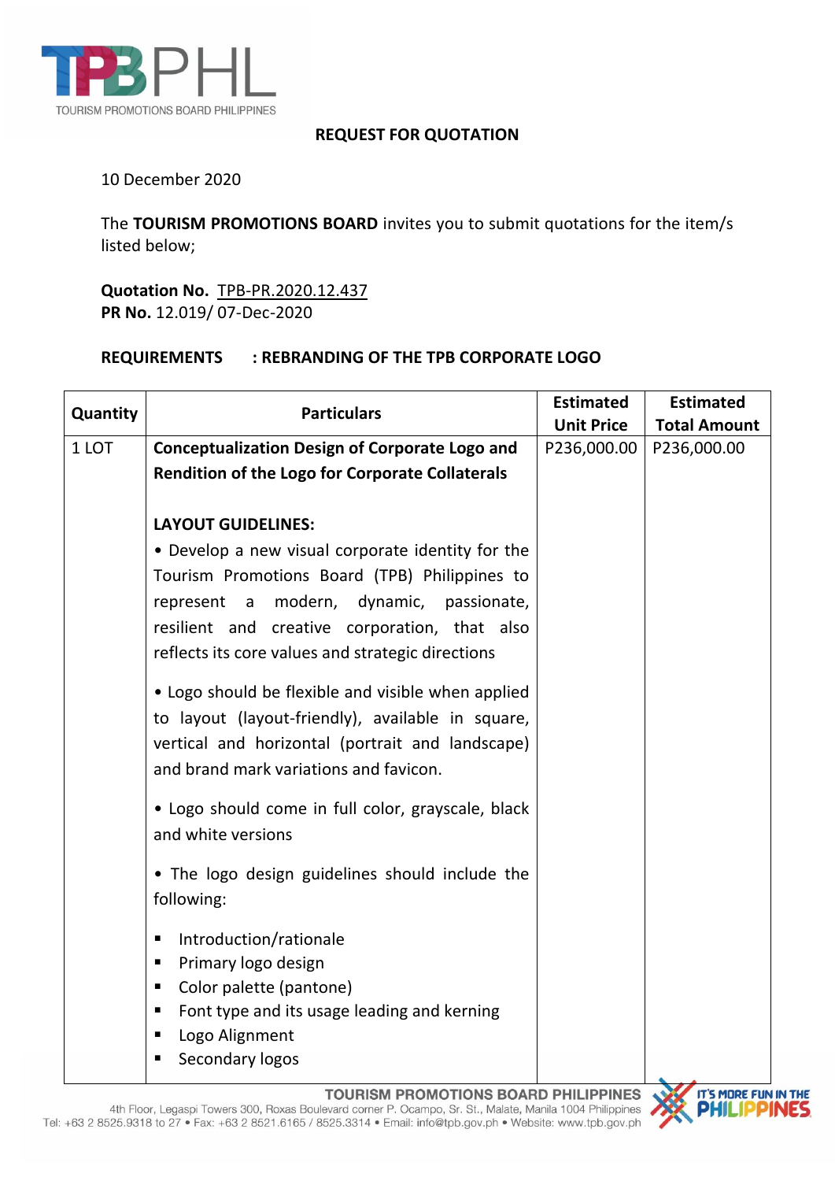## REQUEST FOR QUOTATION

10 December 2020

The **TOURISM PROMOTIONS BOARD** invites you to submit quotations for the item/s listed below;

**Quotation No.** TPB-PR.2020.12.437
**PR No.** 12.019/ 07-Dec-2020

**REQUIREMENTS : REBRANDING OF THE TPB CORPORATE LOGO**

| Quantity | Particulars | Estimated Unit Price | Estimated Total Amount |
|---|---|---|---|
| 1 LOT | **Conceptualization Design of Corporate Logo and Rendition of the Logo for Corporate Collaterals**<br><br>**LAYOUT GUIDELINES:**<br>• Develop a new visual corporate identity for the Tourism Promotions Board (TPB) Philippines to represent a modern, dynamic, passionate, resilient and creative corporation, that also reflects its core values and strategic directions<br><br>• Logo should be flexible and visible when applied to layout (layout-friendly), available in square, vertical and horizontal (portrait and landscape) and brand mark variations and favicon.<br><br>• Logo should come in full color, grayscale, black and white versions<br><br>• The logo design guidelines should include the following:<br>▪ Introduction/rationale<br>▪ Primary logo design<br>▪ Color palette (pantone)<br>▪ Font type and its usage leading and kerning<br>▪ Logo Alignment<br>▪ Secondary logos | P236,000.00 | P236,000.00 |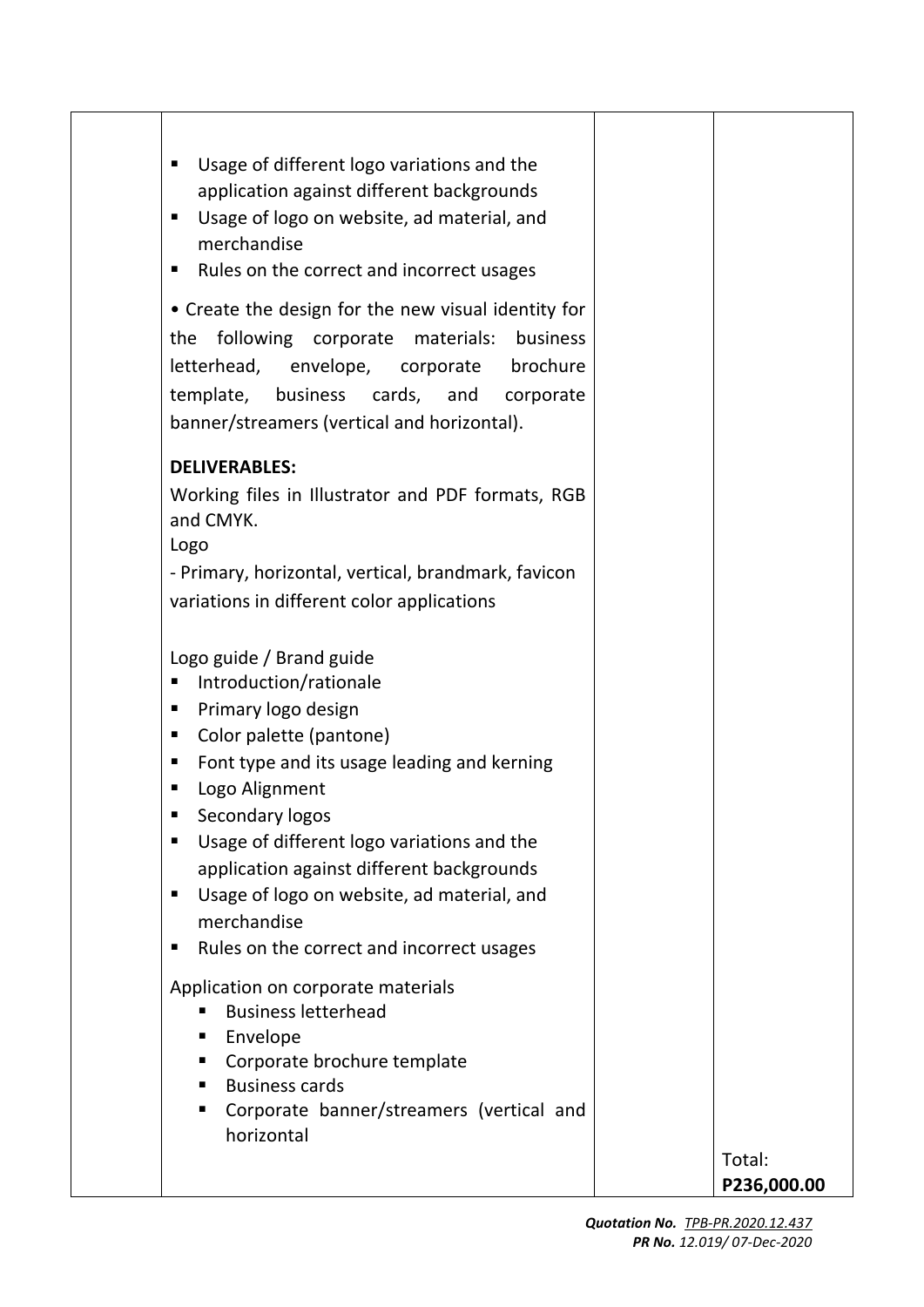| | | | |
|---|---|---|---|
| | ▪ Usage of different logo variations and the application against different backgrounds<br>▪ Usage of logo on website, ad material, and merchandise<br>▪ Rules on the correct and incorrect usages<br><br>• Create the design for the new visual identity for the following corporate materials: business letterhead, envelope, corporate brochure template, business cards, and corporate banner/streamers (vertical and horizontal).<br><br>**DELIVERABLES:**<br>Working files in Illustrator and PDF formats, RGB and CMYK.<br>Logo<br>- Primary, horizontal, vertical, brandmark, favicon variations in different color applications<br><br>Logo guide / Brand guide<br>▪ Introduction/rationale<br>▪ Primary logo design<br>▪ Color palette (pantone)<br>▪ Font type and its usage leading and kerning<br>▪ Logo Alignment<br>▪ Secondary logos<br>▪ Usage of different logo variations and the application against different backgrounds<br>▪ Usage of logo on website, ad material, and merchandise<br>▪ Rules on the correct and incorrect usages<br><br>Application on corporate materials<br>▪ Business letterhead<br>▪ Envelope<br>▪ Corporate brochure template<br>▪ Business cards<br>▪ Corporate banner/streamers (vertical and horizontal | | Total:<br>**P236,000.00** |

***Quotation No.*** *TPB-PR.2020.12.437*
***PR No.*** *12.019/ 07-Dec-2020*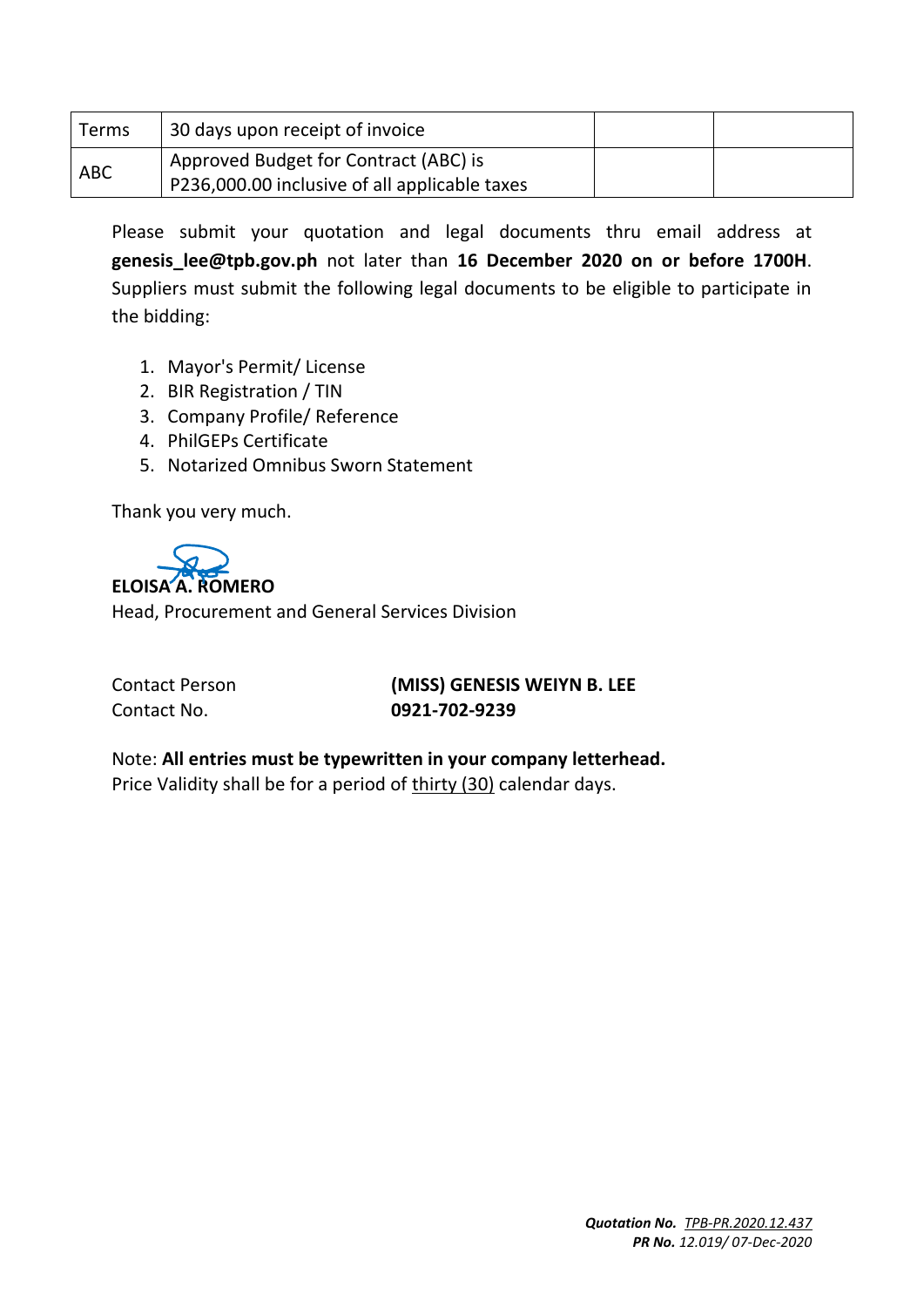| | | | |
|---|---|---|---|
| Terms | 30 days upon receipt of invoice | | |
| ABC | Approved Budget for Contract (ABC) is P236,000.00 inclusive of all applicable taxes | | |

Please submit your quotation and legal documents thru email address at **genesis_lee@tpb.gov.ph** not later than **16 December 2020 on or before 1700H**. Suppliers must submit the following legal documents to be eligible to participate in the bidding:

1. Mayor's Permit/ License
2. BIR Registration / TIN
3. Company Profile/ Reference
4. PhilGEPs Certificate
5. Notarized Omnibus Sworn Statement

Thank you very much.

**ELOISA A. ROMERO**
Head, Procurement and General Services Division

Contact Person **(MISS) GENESIS WEIYN B. LEE**
Contact No. **0921-702-9239**

Note: **All entries must be typewritten in your company letterhead.**
Price Validity shall be for a period of thirty (30) calendar days.

***Quotation No.*** *TPB-PR.2020.12.437*
***PR No.*** *12.019/ 07-Dec-2020*